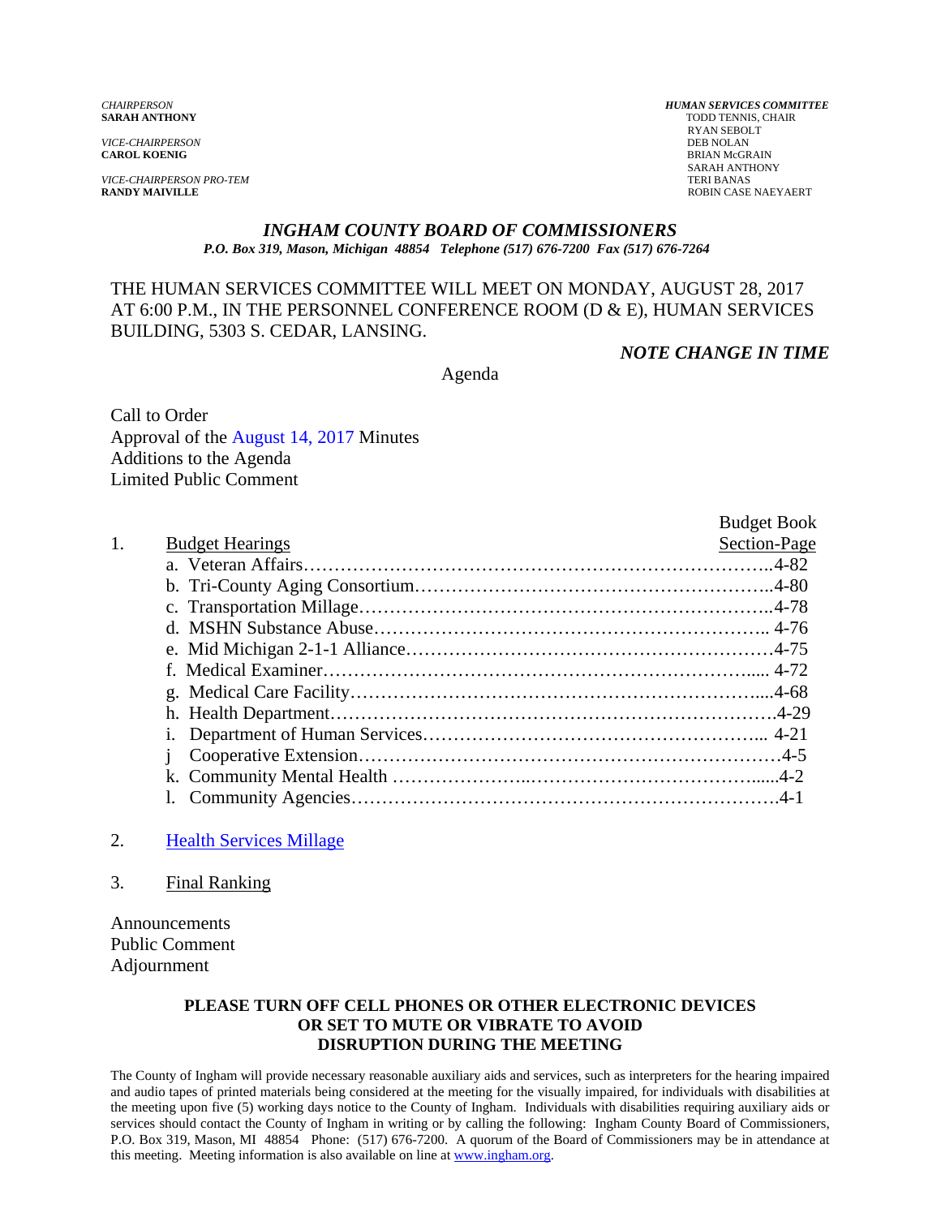*CHAIRPERSON*
**SARAH ANTHONY**

*VICE-CHAIRPERSON*
**CAROL KOENIG**

*VICE-CHAIRPERSON PRO-TEM*
**RANDY MAIVILLE**

***HUMAN SERVICES COMMITTEE***
TODD TENNIS, CHAIR
RYAN SEBOLT
DEB NOLAN
BRIAN McGRAIN
SARAH ANTHONY
TERI BANAS
ROBIN CASE NAEYAERT

# *INGHAM COUNTY BOARD OF COMMISSIONERS*

*P.O. Box 319, Mason, Michigan 48854 Telephone (517) 676-7200 Fax (517) 676-7264*

THE HUMAN SERVICES COMMITTEE WILL MEET ON MONDAY, AUGUST 28, 2017 AT 6:00 P.M., IN THE PERSONNEL CONFERENCE ROOM (D & E), HUMAN SERVICES BUILDING, 5303 S. CEDAR, LANSING.

***NOTE CHANGE IN TIME***

Agenda

Call to Order
Approval of the August 14, 2017 Minutes
Additions to the Agenda
Limited Public Comment

| | | Budget Book Section-Page |
|---|---|---|
| 1. | Budget Hearings | |
| | a. Veteran Affairs | 4-82 |
| | b. Tri-County Aging Consortium | 4-80 |
| | c. Transportation Millage | 4-78 |
| | d. MSHN Substance Abuse | 4-76 |
| | e. Mid Michigan 2-1-1 Alliance | 4-75 |
| | f. Medical Examiner | 4-72 |
| | g. Medical Care Facility | 4-68 |
| | h. Health Department | 4-29 |
| | i. Department of Human Services | 4-21 |
| | j Cooperative Extension | 4-5 |
| | k. Community Mental Health | 4-2 |
| | l. Community Agencies | 4-1 |

2. Health Services Millage

3. Final Ranking

Announcements
Public Comment
Adjournment

**PLEASE TURN OFF CELL PHONES OR OTHER ELECTRONIC DEVICES OR SET TO MUTE OR VIBRATE TO AVOID DISRUPTION DURING THE MEETING**

The County of Ingham will provide necessary reasonable auxiliary aids and services, such as interpreters for the hearing impaired and audio tapes of printed materials being considered at the meeting for the visually impaired, for individuals with disabilities at the meeting upon five (5) working days notice to the County of Ingham. Individuals with disabilities requiring auxiliary aids or services should contact the County of Ingham in writing or by calling the following: Ingham County Board of Commissioners, P.O. Box 319, Mason, MI 48854 Phone: (517) 676-7200. A quorum of the Board of Commissioners may be in attendance at this meeting. Meeting information is also available on line at www.ingham.org.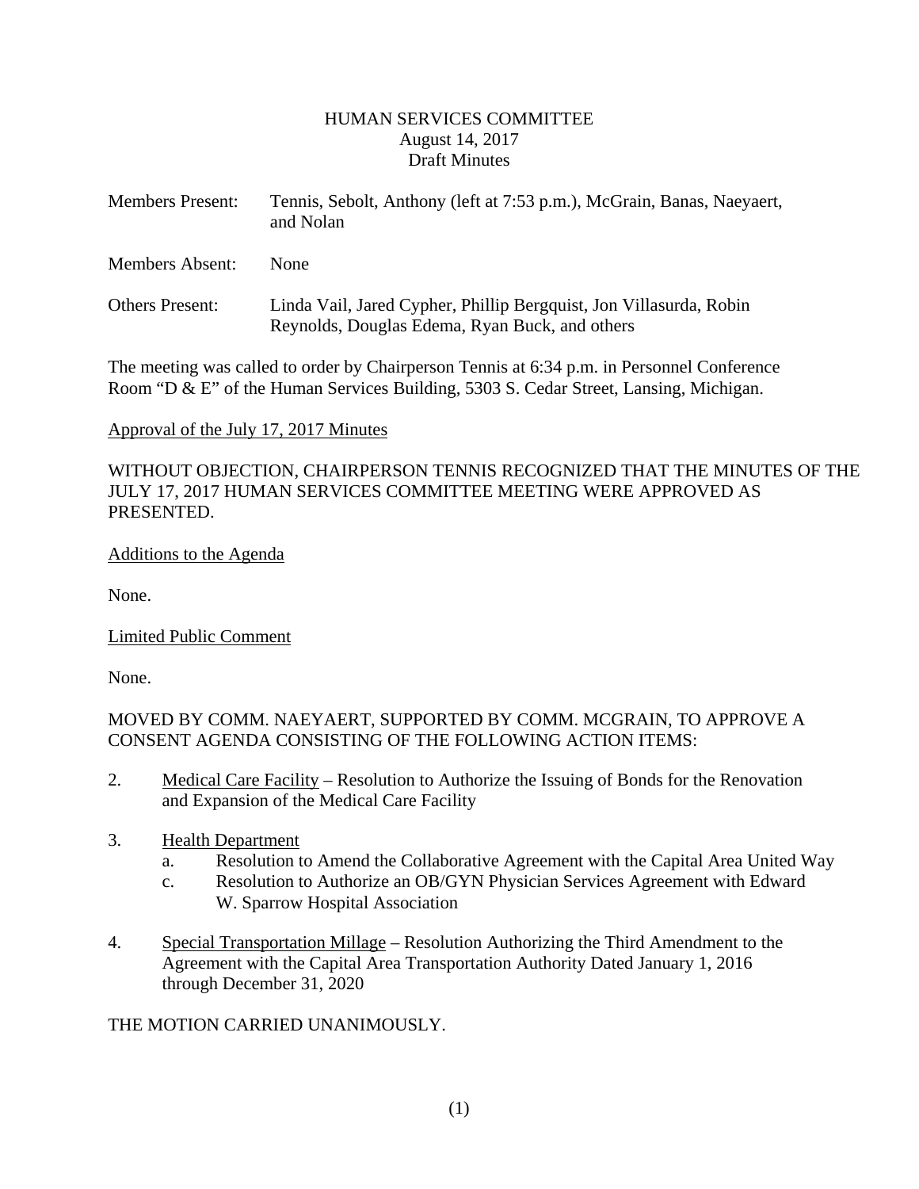# HUMAN SERVICES COMMITTEE
August 14, 2017
Draft Minutes

Members Present: Tennis, Sebolt, Anthony (left at 7:53 p.m.), McGrain, Banas, Naeyaert, and Nolan

Members Absent: None

Others Present: Linda Vail, Jared Cypher, Phillip Bergquist, Jon Villasurda, Robin Reynolds, Douglas Edema, Ryan Buck, and others

The meeting was called to order by Chairperson Tennis at 6:34 p.m. in Personnel Conference Room "D & E" of the Human Services Building, 5303 S. Cedar Street, Lansing, Michigan.

Approval of the July 17, 2017 Minutes

WITHOUT OBJECTION, CHAIRPERSON TENNIS RECOGNIZED THAT THE MINUTES OF THE JULY 17, 2017 HUMAN SERVICES COMMITTEE MEETING WERE APPROVED AS PRESENTED.

Additions to the Agenda

None.

Limited Public Comment

None.

MOVED BY COMM. NAEYAERT, SUPPORTED BY COMM. MCGRAIN, TO APPROVE A CONSENT AGENDA CONSISTING OF THE FOLLOWING ACTION ITEMS:

2. Medical Care Facility – Resolution to Authorize the Issuing of Bonds for the Renovation and Expansion of the Medical Care Facility

3. Health Department
   a. Resolution to Amend the Collaborative Agreement with the Capital Area United Way
   c. Resolution to Authorize an OB/GYN Physician Services Agreement with Edward W. Sparrow Hospital Association

4. Special Transportation Millage – Resolution Authorizing the Third Amendment to the Agreement with the Capital Area Transportation Authority Dated January 1, 2016 through December 31, 2020

THE MOTION CARRIED UNANIMOUSLY.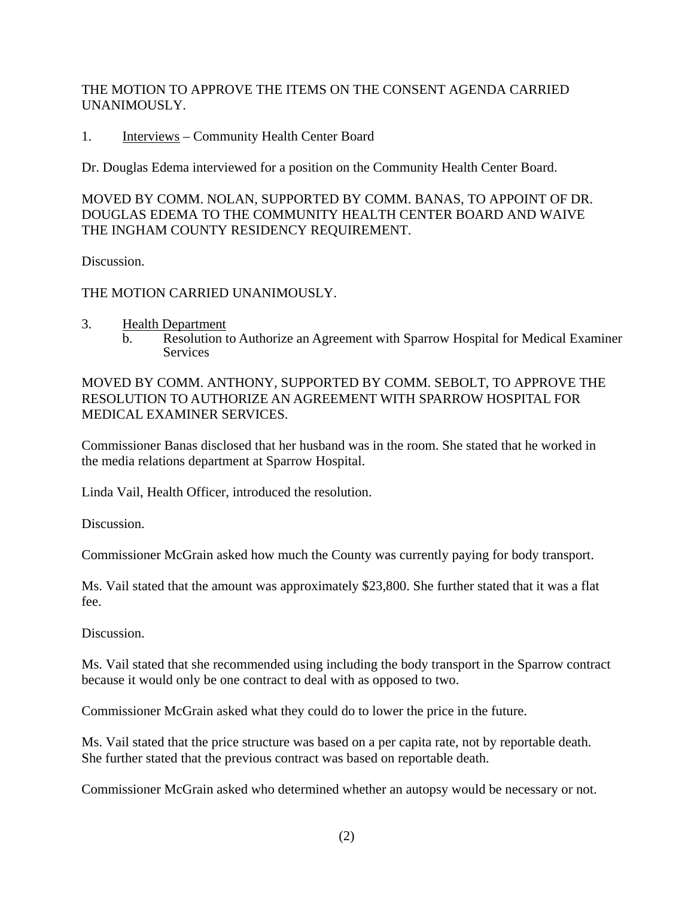THE MOTION TO APPROVE THE ITEMS ON THE CONSENT AGENDA CARRIED UNANIMOUSLY.

1. Interviews – Community Health Center Board

Dr. Douglas Edema interviewed for a position on the Community Health Center Board.

MOVED BY COMM. NOLAN, SUPPORTED BY COMM. BANAS, TO APPOINT OF DR. DOUGLAS EDEMA TO THE COMMUNITY HEALTH CENTER BOARD AND WAIVE THE INGHAM COUNTY RESIDENCY REQUIREMENT.

Discussion.

THE MOTION CARRIED UNANIMOUSLY.

3. Health Department
   b. Resolution to Authorize an Agreement with Sparrow Hospital for Medical Examiner Services

MOVED BY COMM. ANTHONY, SUPPORTED BY COMM. SEBOLT, TO APPROVE THE RESOLUTION TO AUTHORIZE AN AGREEMENT WITH SPARROW HOSPITAL FOR MEDICAL EXAMINER SERVICES.

Commissioner Banas disclosed that her husband was in the room. She stated that he worked in the media relations department at Sparrow Hospital.

Linda Vail, Health Officer, introduced the resolution.

Discussion.

Commissioner McGrain asked how much the County was currently paying for body transport.

Ms. Vail stated that the amount was approximately $23,800. She further stated that it was a flat fee.

Discussion.

Ms. Vail stated that she recommended using including the body transport in the Sparrow contract because it would only be one contract to deal with as opposed to two.

Commissioner McGrain asked what they could do to lower the price in the future.

Ms. Vail stated that the price structure was based on a per capita rate, not by reportable death. She further stated that the previous contract was based on reportable death.

Commissioner McGrain asked who determined whether an autopsy would be necessary or not.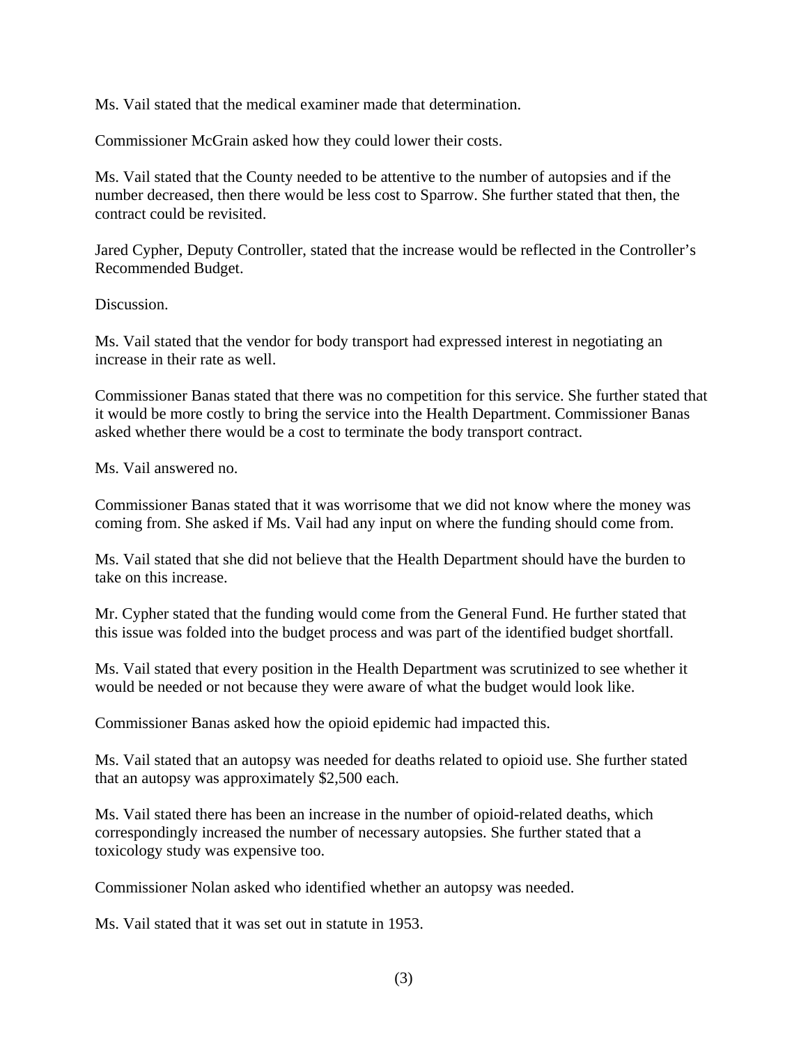Ms. Vail stated that the medical examiner made that determination.

Commissioner McGrain asked how they could lower their costs.

Ms. Vail stated that the County needed to be attentive to the number of autopsies and if the number decreased, then there would be less cost to Sparrow. She further stated that then, the contract could be revisited.

Jared Cypher, Deputy Controller, stated that the increase would be reflected in the Controller's Recommended Budget.

Discussion.

Ms. Vail stated that the vendor for body transport had expressed interest in negotiating an increase in their rate as well.

Commissioner Banas stated that there was no competition for this service. She further stated that it would be more costly to bring the service into the Health Department. Commissioner Banas asked whether there would be a cost to terminate the body transport contract.

Ms. Vail answered no.

Commissioner Banas stated that it was worrisome that we did not know where the money was coming from. She asked if Ms. Vail had any input on where the funding should come from.

Ms. Vail stated that she did not believe that the Health Department should have the burden to take on this increase.

Mr. Cypher stated that the funding would come from the General Fund. He further stated that this issue was folded into the budget process and was part of the identified budget shortfall.

Ms. Vail stated that every position in the Health Department was scrutinized to see whether it would be needed or not because they were aware of what the budget would look like.

Commissioner Banas asked how the opioid epidemic had impacted this.

Ms. Vail stated that an autopsy was needed for deaths related to opioid use. She further stated that an autopsy was approximately $2,500 each.

Ms. Vail stated there has been an increase in the number of opioid-related deaths, which correspondingly increased the number of necessary autopsies. She further stated that a toxicology study was expensive too.

Commissioner Nolan asked who identified whether an autopsy was needed.

Ms. Vail stated that it was set out in statute in 1953.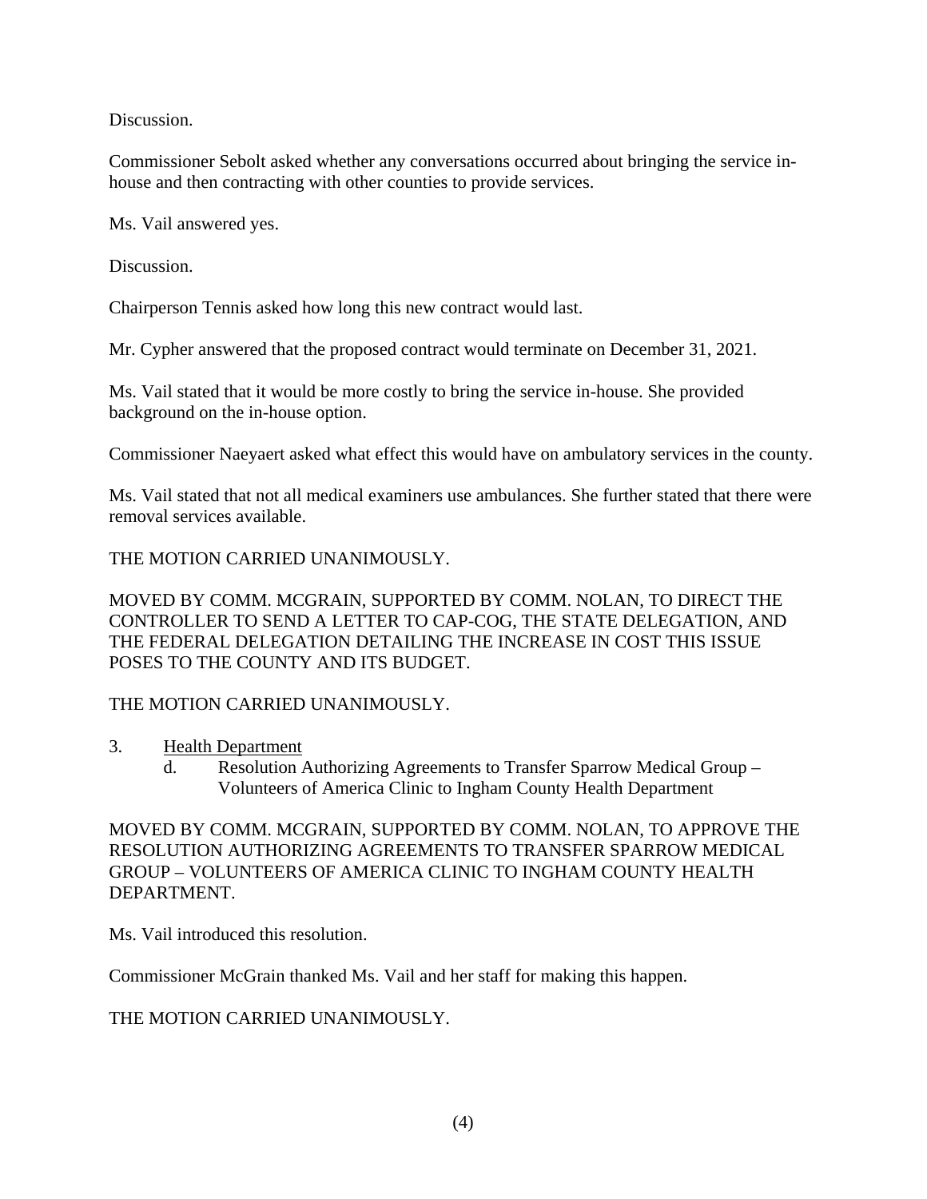Discussion.

Commissioner Sebolt asked whether any conversations occurred about bringing the service in-house and then contracting with other counties to provide services.

Ms. Vail answered yes.

Discussion.

Chairperson Tennis asked how long this new contract would last.

Mr. Cypher answered that the proposed contract would terminate on December 31, 2021.

Ms. Vail stated that it would be more costly to bring the service in-house. She provided background on the in-house option.

Commissioner Naeyaert asked what effect this would have on ambulatory services in the county.

Ms. Vail stated that not all medical examiners use ambulances. She further stated that there were removal services available.

THE MOTION CARRIED UNANIMOUSLY.

MOVED BY COMM. MCGRAIN, SUPPORTED BY COMM. NOLAN, TO DIRECT THE CONTROLLER TO SEND A LETTER TO CAP-COG, THE STATE DELEGATION, AND THE FEDERAL DELEGATION DETAILING THE INCREASE IN COST THIS ISSUE POSES TO THE COUNTY AND ITS BUDGET.

THE MOTION CARRIED UNANIMOUSLY.

3. Health Department
   d. Resolution Authorizing Agreements to Transfer Sparrow Medical Group – Volunteers of America Clinic to Ingham County Health Department

MOVED BY COMM. MCGRAIN, SUPPORTED BY COMM. NOLAN, TO APPROVE THE RESOLUTION AUTHORIZING AGREEMENTS TO TRANSFER SPARROW MEDICAL GROUP – VOLUNTEERS OF AMERICA CLINIC TO INGHAM COUNTY HEALTH DEPARTMENT.

Ms. Vail introduced this resolution.

Commissioner McGrain thanked Ms. Vail and her staff for making this happen.

THE MOTION CARRIED UNANIMOUSLY.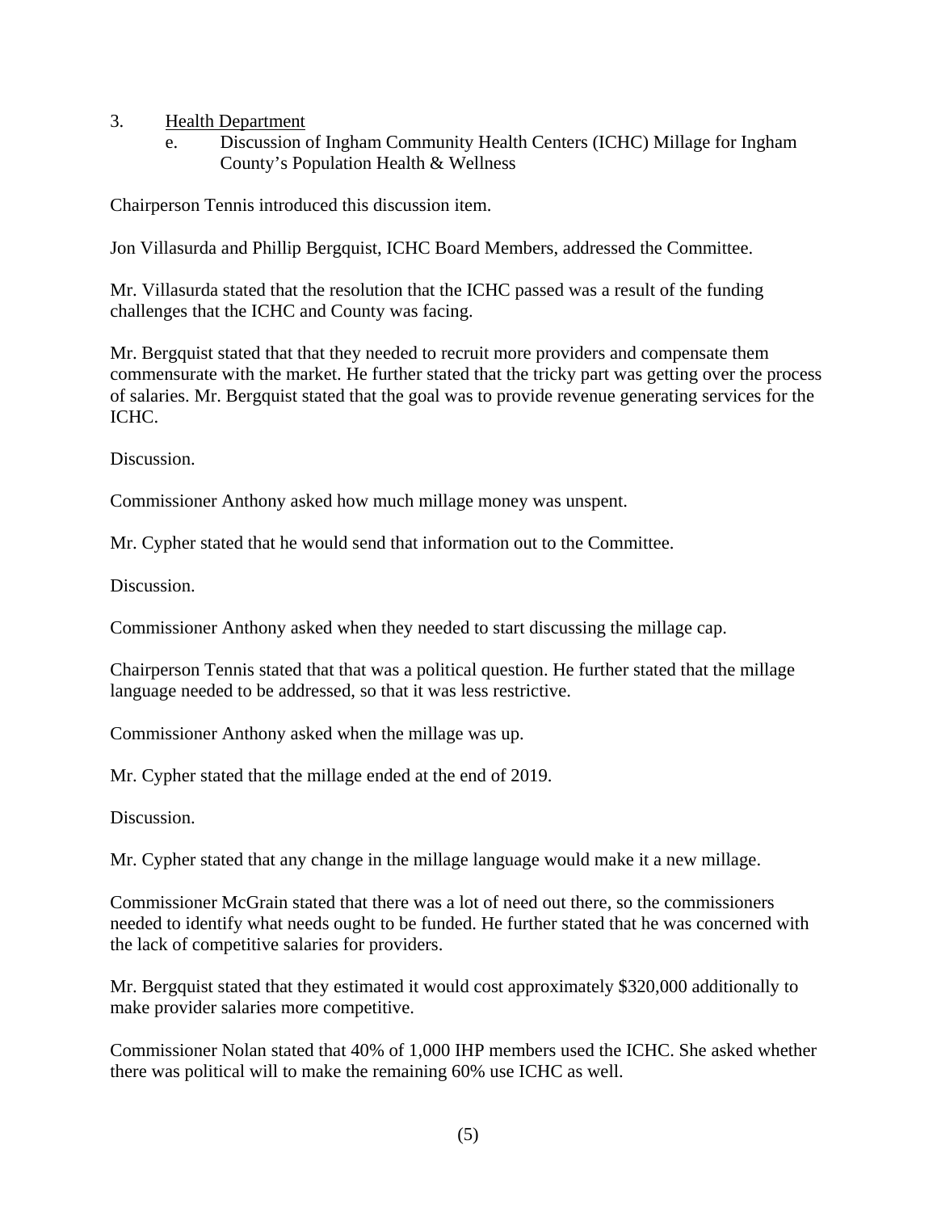3. <u>Health Department</u>
   e. Discussion of Ingham Community Health Centers (ICHC) Millage for Ingham County's Population Health & Wellness

Chairperson Tennis introduced this discussion item.

Jon Villasurda and Phillip Bergquist, ICHC Board Members, addressed the Committee.

Mr. Villasurda stated that the resolution that the ICHC passed was a result of the funding challenges that the ICHC and County was facing.

Mr. Bergquist stated that that they needed to recruit more providers and compensate them commensurate with the market. He further stated that the tricky part was getting over the process of salaries. Mr. Bergquist stated that the goal was to provide revenue generating services for the ICHC.

Discussion.

Commissioner Anthony asked how much millage money was unspent.

Mr. Cypher stated that he would send that information out to the Committee.

Discussion.

Commissioner Anthony asked when they needed to start discussing the millage cap.

Chairperson Tennis stated that that was a political question. He further stated that the millage language needed to be addressed, so that it was less restrictive.

Commissioner Anthony asked when the millage was up.

Mr. Cypher stated that the millage ended at the end of 2019.

Discussion.

Mr. Cypher stated that any change in the millage language would make it a new millage.

Commissioner McGrain stated that there was a lot of need out there, so the commissioners needed to identify what needs ought to be funded. He further stated that he was concerned with the lack of competitive salaries for providers.

Mr. Bergquist stated that they estimated it would cost approximately $320,000 additionally to make provider salaries more competitive.

Commissioner Nolan stated that 40% of 1,000 IHP members used the ICHC. She asked whether there was political will to make the remaining 60% use ICHC as well.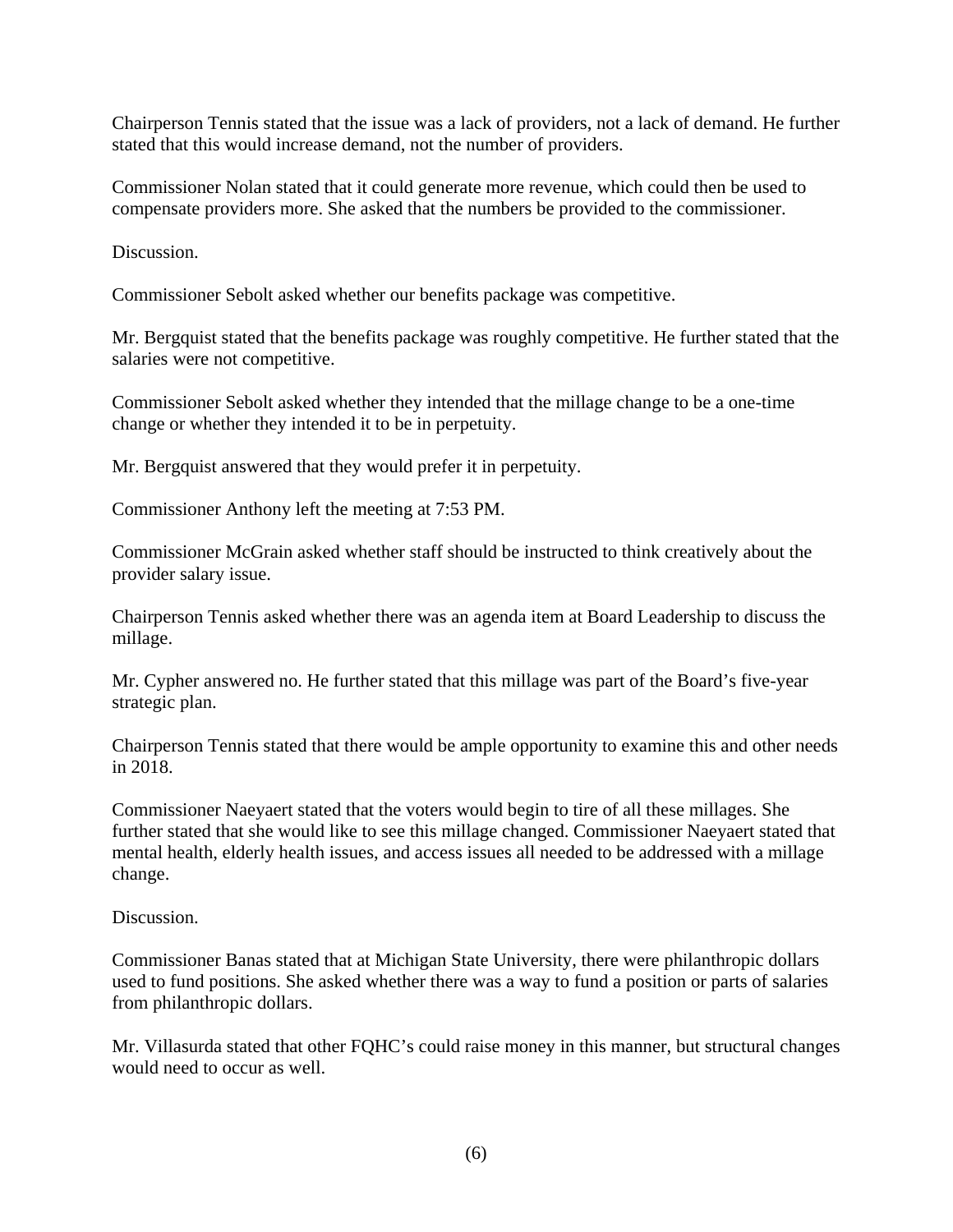Chairperson Tennis stated that the issue was a lack of providers, not a lack of demand. He further stated that this would increase demand, not the number of providers.

Commissioner Nolan stated that it could generate more revenue, which could then be used to compensate providers more. She asked that the numbers be provided to the commissioner.

Discussion.

Commissioner Sebolt asked whether our benefits package was competitive.

Mr. Bergquist stated that the benefits package was roughly competitive. He further stated that the salaries were not competitive.

Commissioner Sebolt asked whether they intended that the millage change to be a one-time change or whether they intended it to be in perpetuity.

Mr. Bergquist answered that they would prefer it in perpetuity.

Commissioner Anthony left the meeting at 7:53 PM.

Commissioner McGrain asked whether staff should be instructed to think creatively about the provider salary issue.

Chairperson Tennis asked whether there was an agenda item at Board Leadership to discuss the millage.

Mr. Cypher answered no. He further stated that this millage was part of the Board's five-year strategic plan.

Chairperson Tennis stated that there would be ample opportunity to examine this and other needs in 2018.

Commissioner Naeyaert stated that the voters would begin to tire of all these millages. She further stated that she would like to see this millage changed. Commissioner Naeyaert stated that mental health, elderly health issues, and access issues all needed to be addressed with a millage change.

Discussion.

Commissioner Banas stated that at Michigan State University, there were philanthropic dollars used to fund positions. She asked whether there was a way to fund a position or parts of salaries from philanthropic dollars.

Mr. Villasurda stated that other FQHC's could raise money in this manner, but structural changes would need to occur as well.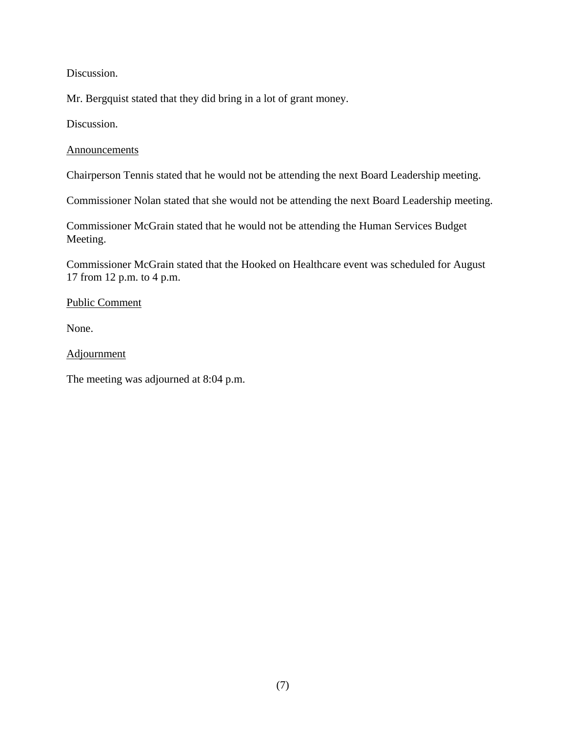Discussion.

Mr. Bergquist stated that they did bring in a lot of grant money.

Discussion.

Announcements

Chairperson Tennis stated that he would not be attending the next Board Leadership meeting.

Commissioner Nolan stated that she would not be attending the next Board Leadership meeting.

Commissioner McGrain stated that he would not be attending the Human Services Budget Meeting.

Commissioner McGrain stated that the Hooked on Healthcare event was scheduled for August 17 from 12 p.m. to 4 p.m.

Public Comment

None.

Adjournment

The meeting was adjourned at 8:04 p.m.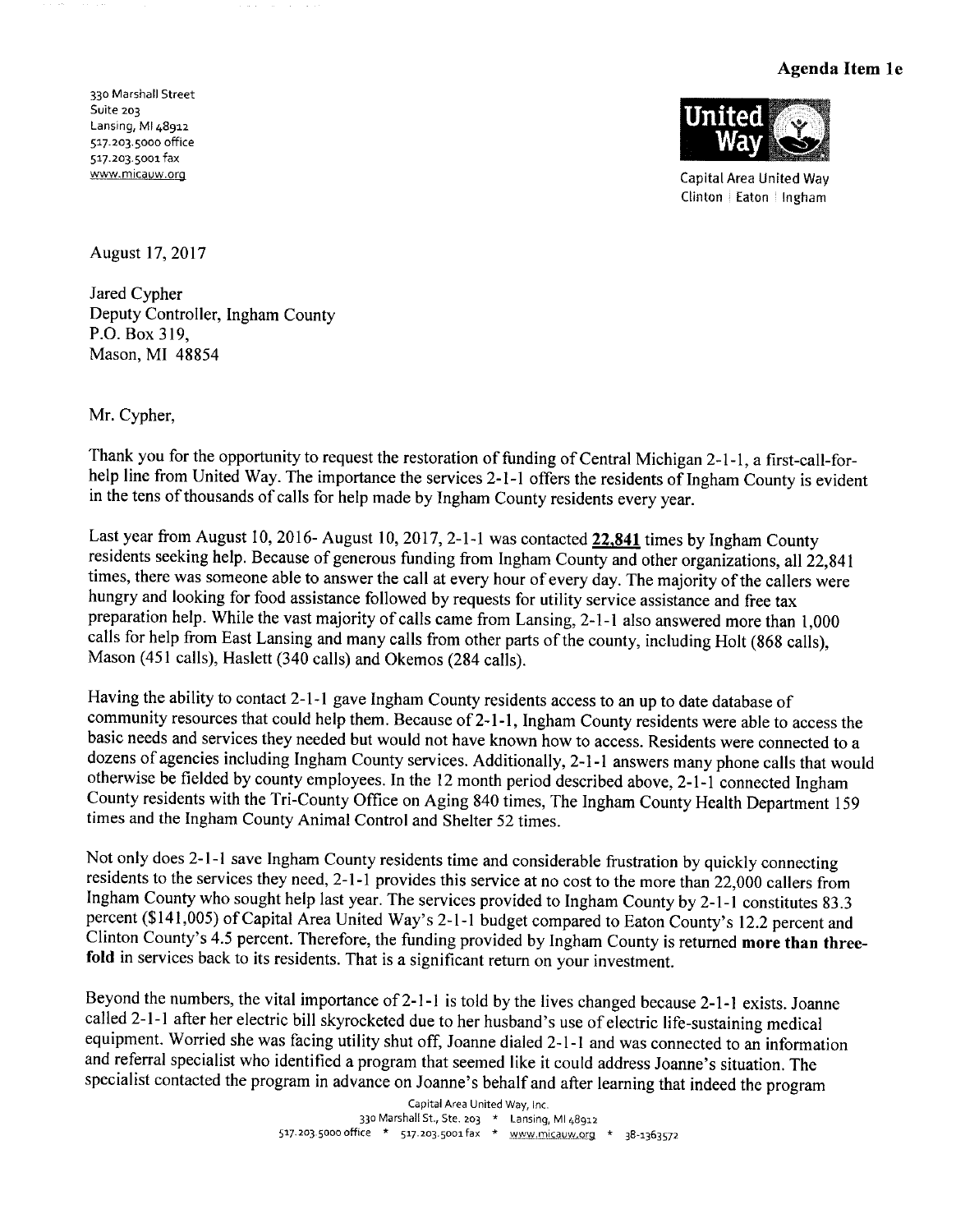**Agenda Item 1e**

330 Marshall Street
Suite 203
Lansing, MI 48912
517.203.5000 office
517.203.5001 fax
www.micauw.org

Capital Area United Way
Clinton | Eaton | Ingham

August 17, 2017

Jared Cypher
Deputy Controller, Ingham County
P.O. Box 319,
Mason, MI 48854

Mr. Cypher,

Thank you for the opportunity to request the restoration of funding of Central Michigan 2-1-1, a first-call-for-help line from United Way. The importance the services 2-1-1 offers the residents of Ingham County is evident in the tens of thousands of calls for help made by Ingham County residents every year.

Last year from August 10, 2016- August 10, 2017, 2-1-1 was contacted **22,841** times by Ingham County residents seeking help. Because of generous funding from Ingham County and other organizations, all 22,841 times, there was someone able to answer the call at every hour of every day. The majority of the callers were hungry and looking for food assistance followed by requests for utility service assistance and free tax preparation help. While the vast majority of calls came from Lansing, 2-1-1 also answered more than 1,000 calls for help from East Lansing and many calls from other parts of the county, including Holt (868 calls), Mason (451 calls), Haslett (340 calls) and Okemos (284 calls).

Having the ability to contact 2-1-1 gave Ingham County residents access to an up to date database of community resources that could help them. Because of 2-1-1, Ingham County residents were able to access the basic needs and services they needed but would not have known how to access. Residents were connected to a dozens of agencies including Ingham County services. Additionally, 2-1-1 answers many phone calls that would otherwise be fielded by county employees. In the 12 month period described above, 2-1-1 connected Ingham County residents with the Tri-County Office on Aging 840 times, The Ingham County Health Department 159 times and the Ingham County Animal Control and Shelter 52 times.

Not only does 2-1-1 save Ingham County residents time and considerable frustration by quickly connecting residents to the services they need, 2-1-1 provides this service at no cost to the more than 22,000 callers from Ingham County who sought help last year. The services provided to Ingham County by 2-1-1 constitutes 83.3 percent ($141,005) of Capital Area United Way's 2-1-1 budget compared to Eaton County's 12.2 percent and Clinton County's 4.5 percent. Therefore, the funding provided by Ingham County is returned **more than three-fold** in services back to its residents. That is a significant return on your investment.

Beyond the numbers, the vital importance of 2-1-1 is told by the lives changed because 2-1-1 exists. Joanne called 2-1-1 after her electric bill skyrocketed due to her husband's use of electric life-sustaining medical equipment. Worried she was facing utility shut off, Joanne dialed 2-1-1 and was connected to an information and referral specialist who identified a program that seemed like it could address Joanne's situation. The specialist contacted the program in advance on Joanne's behalf and after learning that indeed the program

Capital Area United Way, Inc.
330 Marshall St., Ste. 203 * Lansing, MI 48912
517.203.5000 office * 517.203.5001 fax * www.micauw.org * 38-1363572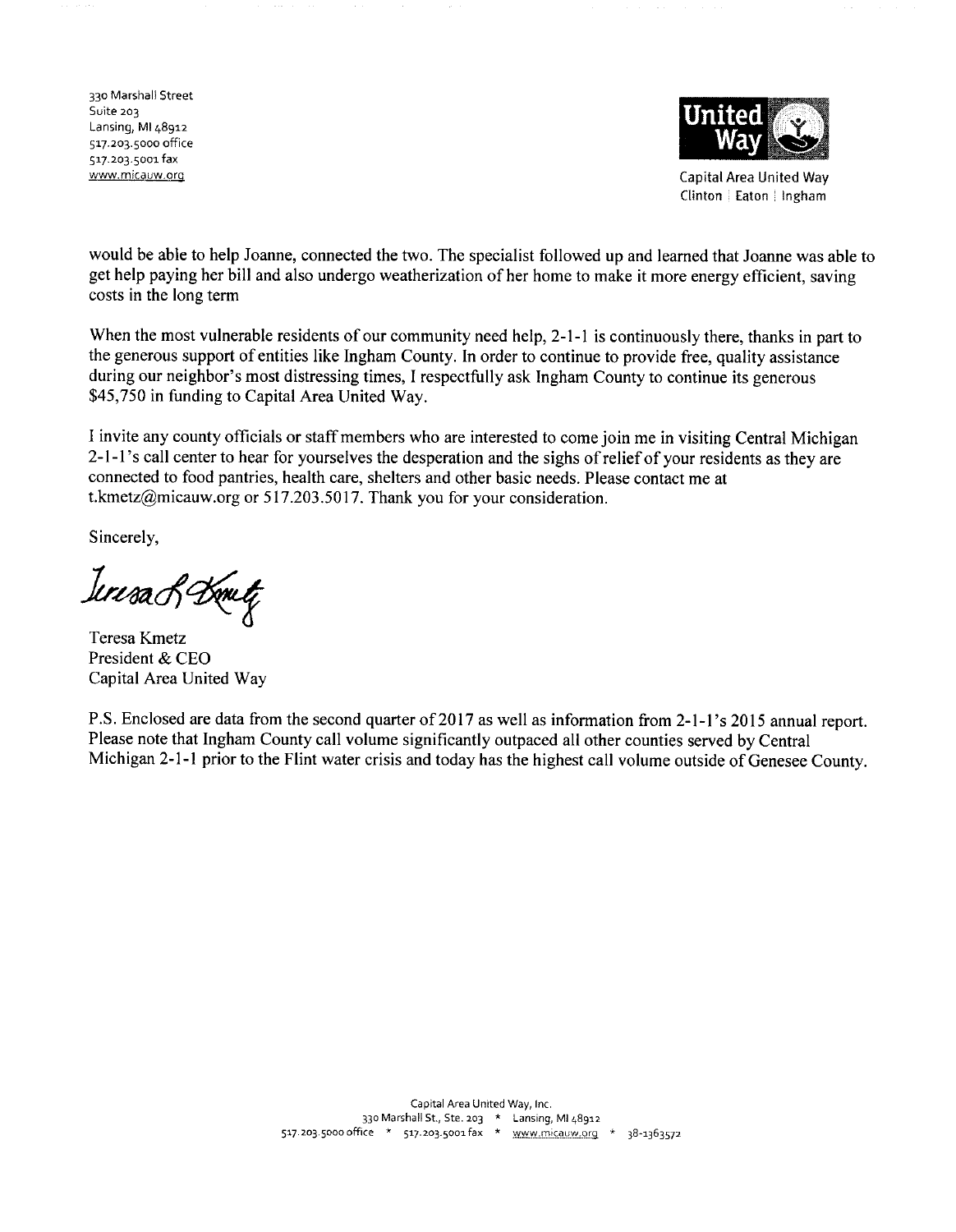330 Marshall Street
Suite 203
Lansing, MI 48912
517.203.5000 office
517.203.5001 fax
www.micauw.org

Capital Area United Way
Clinton | Eaton | Ingham

would be able to help Joanne, connected the two. The specialist followed up and learned that Joanne was able to get help paying her bill and also undergo weatherization of her home to make it more energy efficient, saving costs in the long term

When the most vulnerable residents of our community need help, 2-1-1 is continuously there, thanks in part to the generous support of entities like Ingham County. In order to continue to provide free, quality assistance during our neighbor's most distressing times, I respectfully ask Ingham County to continue its generous $45,750 in funding to Capital Area United Way.

I invite any county officials or staff members who are interested to come join me in visiting Central Michigan 2-1-1's call center to hear for yourselves the desperation and the sighs of relief of your residents as they are connected to food pantries, health care, shelters and other basic needs. Please contact me at t.kmetz@micauw.org or 517.203.5017. Thank you for your consideration.

Sincerely,

Teresa Kmetz
President & CEO
Capital Area United Way

P.S. Enclosed are data from the second quarter of 2017 as well as information from 2-1-1's 2015 annual report. Please note that Ingham County call volume significantly outpaced all other counties served by Central Michigan 2-1-1 prior to the Flint water crisis and today has the highest call volume outside of Genesee County.

Capital Area United Way, Inc.
330 Marshall St., Ste. 203 * Lansing, MI 48912
517.203.5000 office * 517.203.5001 fax * www.micauw.org * 38-1363572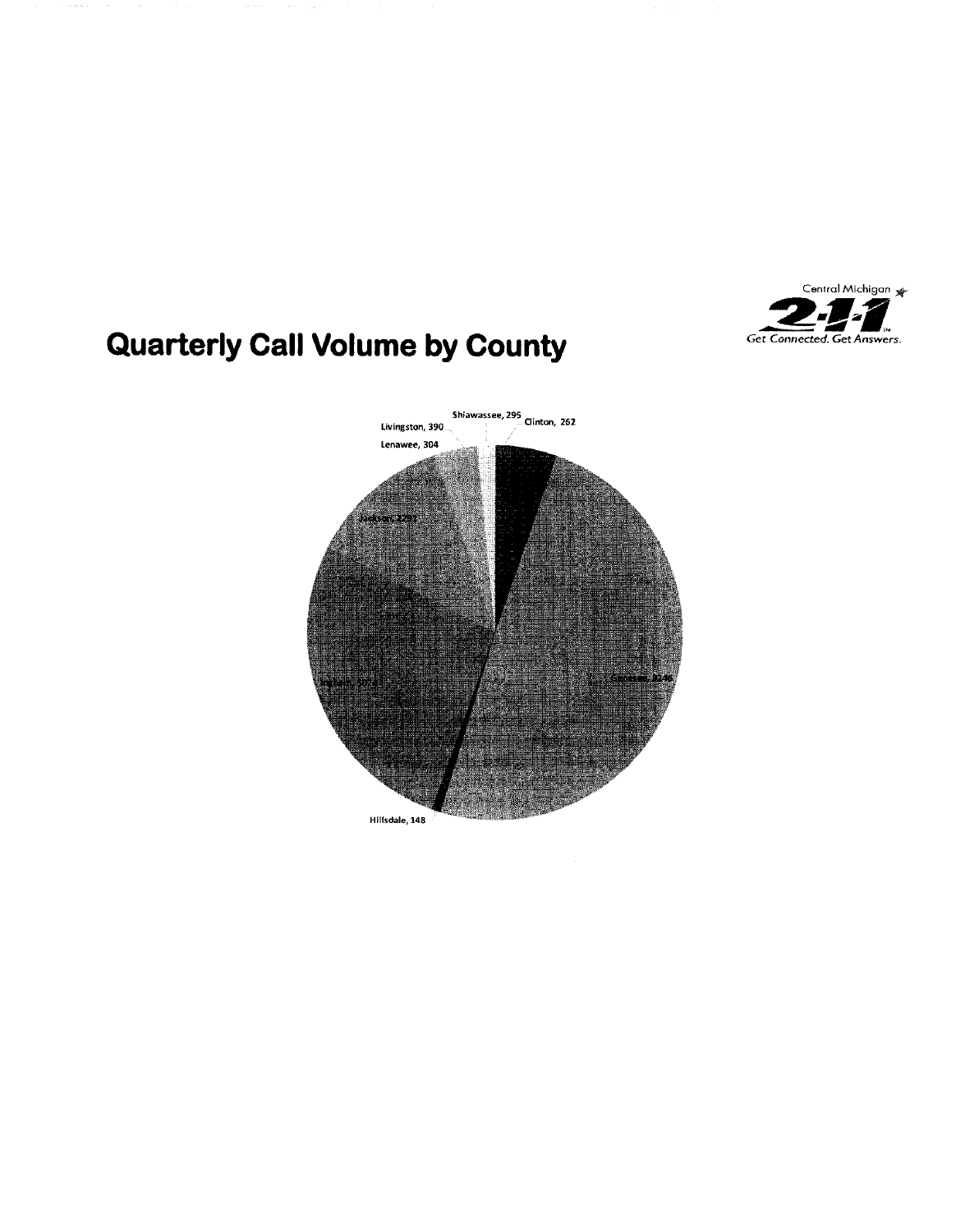Central Michigan 2-1-1 Get Connected. Get Answers.

# Quarterly Call Volume by County

Shiawassee, 295
Clinton, 262
Livingston, 390
Lenawee, 304
Jackson, 2291
Genesee, 9246
Ingham, 5074
Hillsdale, 148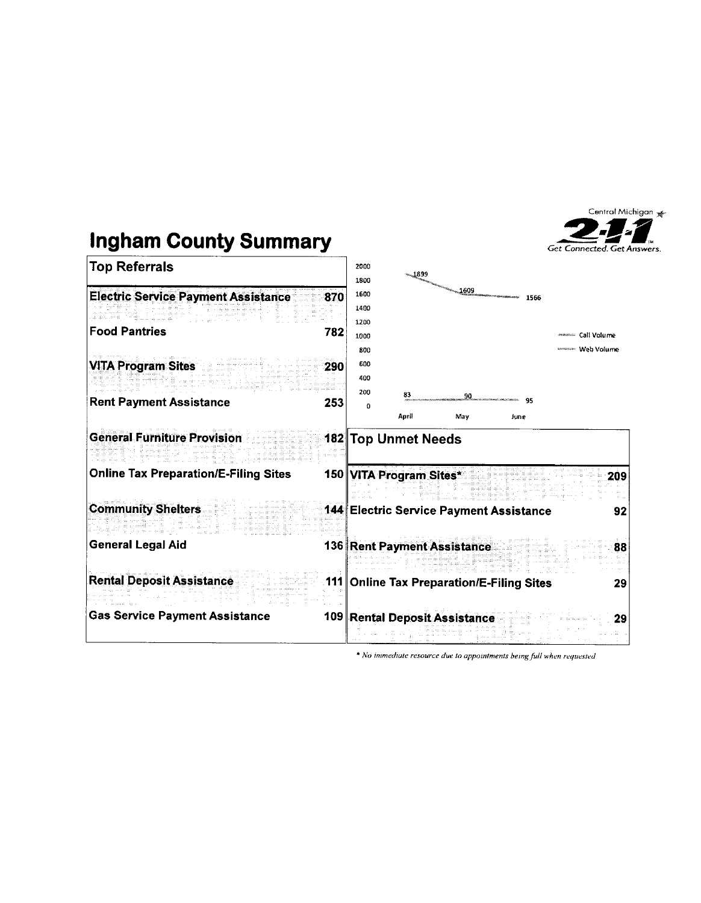Central Michigan 2-1-1 Get Connected. Get Answers.

# Ingham County Summary

| Top Referrals | |
|---|---|
| Electric Service Payment Assistance | 870 |
| Food Pantries | 782 |
| VITA Program Sites | 290 |
| Rent Payment Assistance | 253 |
| General Furniture Provision | 182 |
| Online Tax Preparation/E-Filing Sites | 150 |
| Community Shelters | 144 |
| General Legal Aid | 136 |
| Rental Deposit Assistance | 111 |
| Gas Service Payment Assistance | 109 |

| | April | May | June |
|---|---|---|---|
| Call Volume | 1899 | 1609 | 1566 |
| Web Volume | 83 | 90 | 95 |

| Top Unmet Needs | |
|---|---|
| VITA Program Sites* | 209 |
| Electric Service Payment Assistance | 92 |
| Rent Payment Assistance | 88 |
| Online Tax Preparation/E-Filing Sites | 29 |
| Rental Deposit Assistance | 29 |

*\* No immediate resource due to appointments being full when requested*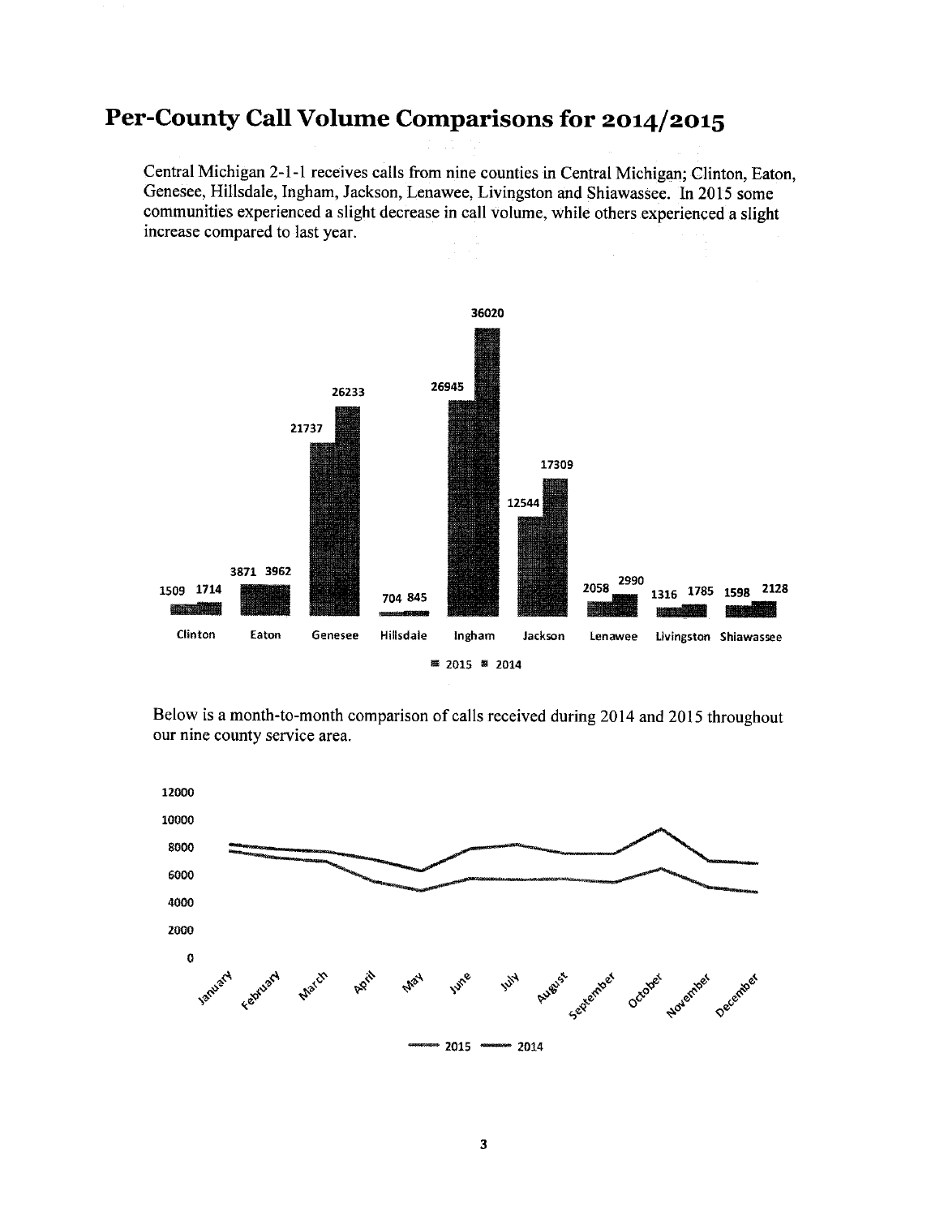# Per-County Call Volume Comparisons for 2014/2015

Central Michigan 2-1-1 receives calls from nine counties in Central Michigan; Clinton, Eaton, Genesee, Hillsdale, Ingham, Jackson, Lenawee, Livingston and Shiawassee. In 2015 some communities experienced a slight decrease in call volume, while others experienced a slight increase compared to last year.

1509 1714
Clinton

3871 3962
Eaton

21737 26233
Genesee

704 845
Hillsdale

26945 36020
Ingham

12544 17309
Jackson

2058 2990
Lenawee

1316 1785
Livingston

1598 2128
Shiawassee

2015 2014

Below is a month-to-month comparison of calls received during 2014 and 2015 throughout our nine county service area.

12000
10000
8000
6000
4000
2000
0

January February March April May June July August September October November December

2015 2014